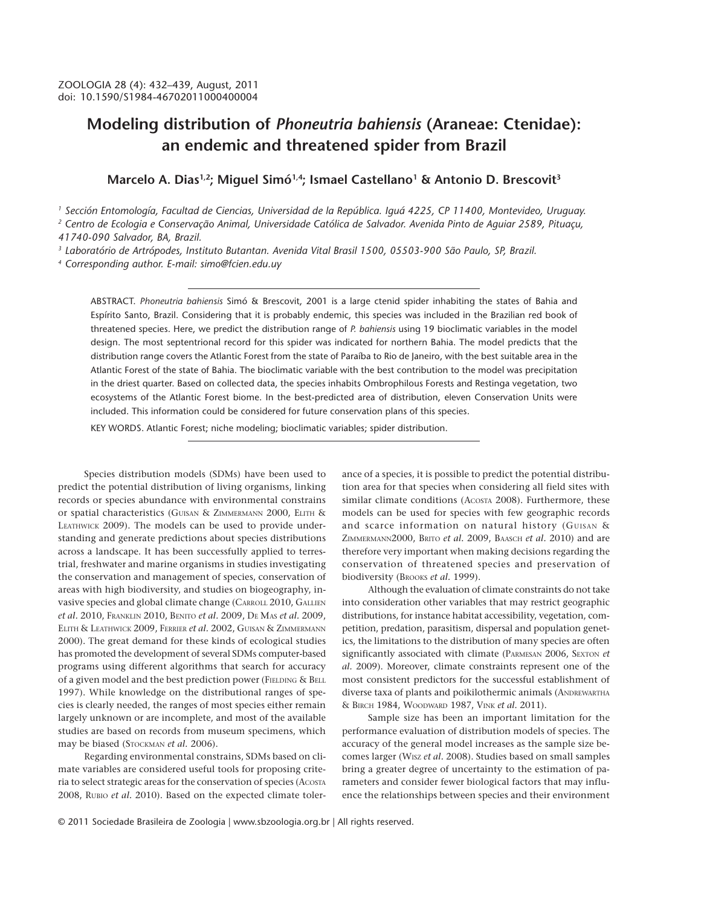# Modeling distribution of *Phoneutria bahiensis* (Araneae: Ctenidae): an endemic and threatened spider from Brazil

**Marcelo A. Dias[1,2]; Miguel Simó[1,4]; Ismael Castellano[1] & Antonio D. Brescovit[3]**

[1] *Sección Entomología, Facultad de Ciencias, Universidad de la República. Iguá 4225, CP 11400, Montevideo, Uruguay.*
[2] *Centro de Ecologia e Conservação Animal, Universidade Católica de Salvador. Avenida Pinto de Aguiar 2589, Pituaçu, 41740-090 Salvador, BA, Brazil.*
[3] *Laboratório de Artrópodes, Instituto Butantan. Avenida Vital Brasil 1500, 05503-900 São Paulo, SP, Brazil.*
[4] *Corresponding author. E-mail: simo@fcien.edu.uy*

ABSTRACT. *Phoneutria bahiensis* Simó & Brescovit, 2001 is a large ctenid spider inhabiting the states of Bahia and Espírito Santo, Brazil. Considering that it is probably endemic, this species was included in the Brazilian red book of threatened species. Here, we predict the distribution range of *P. bahiensis* using 19 bioclimatic variables in the model design. The most septentrional record for this spider was indicated for northern Bahia. The model predicts that the distribution range covers the Atlantic Forest from the state of Paraíba to Rio de Janeiro, with the best suitable area in the Atlantic Forest of the state of Bahia. The bioclimatic variable with the best contribution to the model was precipitation in the driest quarter. Based on collected data, the species inhabits Ombrophilous Forests and Restinga vegetation, two ecosystems of the Atlantic Forest biome. In the best-predicted area of distribution, eleven Conservation Units were included. This information could be considered for future conservation plans of this species.

KEY WORDS. Atlantic Forest; niche modeling; bioclimatic variables; spider distribution.

Species distribution models (SDMs) have been used to predict the potential distribution of living organisms, linking records or species abundance with environmental constrains or spatial characteristics (Guisan & Zimmermann 2000, Elith & Leathwick 2009). The models can be used to provide understanding and generate predictions about species distributions across a landscape. It has been successfully applied to terrestrial, freshwater and marine organisms in studies investigating the conservation and management of species, conservation of areas with high biodiversity, and studies on biogeography, invasive species and global climate change (Carroll 2010, Gallien *et al.* 2010, Franklin 2010, Benito *et al.* 2009, De Mas *et al.* 2009, Elith & Leathwick 2009, Ferrier *et al.* 2002, Guisan & Zimmermann 2000). The great demand for these kinds of ecological studies has promoted the development of several SDMs computer-based programs using different algorithms that search for accuracy of a given model and the best prediction power (Fielding & Bell 1997). While knowledge on the distributional ranges of species is clearly needed, the ranges of most species either remain largely unknown or are incomplete, and most of the available studies are based on records from museum specimens, which may be biased (Stockman *et al.* 2006).

Regarding environmental constrains, SDMs based on climate variables are considered useful tools for proposing criteria to select strategic areas for the conservation of species (Acosta 2008, Rubio *et al.* 2010). Based on the expected climate tolerance of a species, it is possible to predict the potential distribution area for that species when considering all field sites with similar climate conditions (Acosta 2008). Furthermore, these models can be used for species with few geographic records and scarce information on natural history (Guisan & Zimmermann2000, Brito *et al.* 2009, Baasch *et al.* 2010) and are therefore very important when making decisions regarding the conservation of threatened species and preservation of biodiversity (Brooks *et al.* 1999).

Although the evaluation of climate constraints do not take into consideration other variables that may restrict geographic distributions, for instance habitat accessibility, vegetation, competition, predation, parasitism, dispersal and population genetics, the limitations to the distribution of many species are often significantly associated with climate (Parmesan 2006, Sexton *et al.* 2009). Moreover, climate constraints represent one of the most consistent predictors for the successful establishment of diverse taxa of plants and poikilothermic animals (Andrewartha & Birch 1984, Woodward 1987, Vink *et al.* 2011).

Sample size has been an important limitation for the performance evaluation of distribution models of species. The accuracy of the general model increases as the sample size becomes larger (Wisz *et al.* 2008). Studies based on small samples bring a greater degree of uncertainty to the estimation of parameters and consider fewer biological factors that may influence the relationships between species and their environment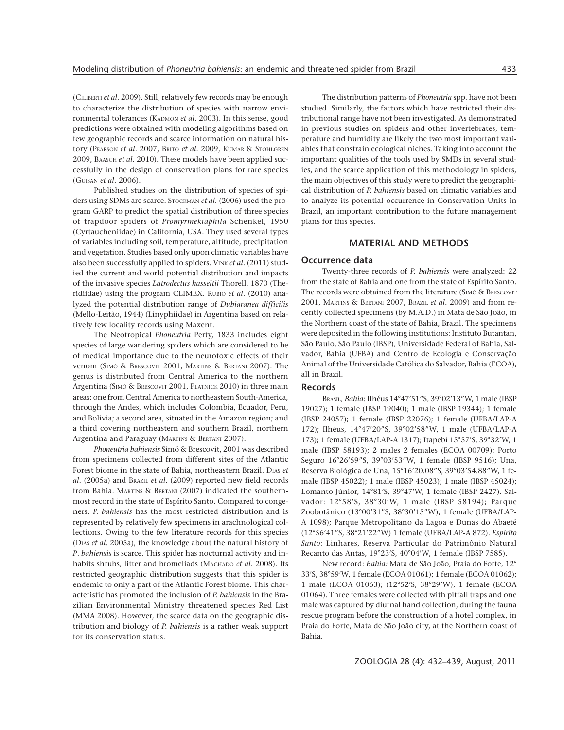(Ciliberti *et al.* 2009). Still, relatively few records may be enough to characterize the distribution of species with narrow environmental tolerances (Kadmon *et al.* 2003). In this sense, good predictions were obtained with modeling algorithms based on few geographic records and scarce information on natural history (Pearson *et al.* 2007, Brito *et al.* 2009, Kumar & Stohlgren 2009, Baasch *et al.* 2010). These models have been applied successfully in the design of conservation plans for rare species (Guisan *et al.* 2006).

Published studies on the distribution of species of spiders using SDMs are scarce. Stockman *et al.* (2006) used the program GARP to predict the spatial distribution of three species of trapdoor spiders of *Promyrmekiaphila* Schenkel, 1950 (Cyrtaucheniidae) in California, USA. They used several types of variables including soil, temperature, altitude, precipitation and vegetation. Studies based only upon climatic variables have also been successfully applied to spiders. Vink *et al.* (2011) studied the current and world potential distribution and impacts of the invasive species *Latrodectus hasseltii* Thorell, 1870 (Theridiidae) using the program CLIMEX. Rubio *et al.* (2010) analyzed the potential distribution range of *Dubiaranea difficilis* (Mello-Leitão, 1944) (Linyphiidae) in Argentina based on relatively few locality records using Maxent.

The Neotropical *Phoneutria* Perty, 1833 includes eight species of large wandering spiders which are considered to be of medical importance due to the neurotoxic effects of their venom (Simó & Brescovit 2001, Martins & Bertani 2007). The genus is distributed from Central America to the northern Argentina (Simó & Brescovit 2001, Platnick 2010) in three main areas: one from Central America to northeastern South-America, through the Andes, which includes Colombia, Ecuador, Peru, and Bolivia; a second area, situated in the Amazon region; and a third covering northeastern and southern Brazil, northern Argentina and Paraguay (Martins & Bertani 2007).

*Phoneutria bahiensis* Simó & Brescovit, 2001 was described from specimens collected from different sites of the Atlantic Forest biome in the state of Bahia, northeastern Brazil. Dias *et al.* (2005a) and Brazil *et al.* (2009) reported new field records from Bahia. Martins & Bertani (2007) indicated the southernmost record in the state of Espírito Santo. Compared to congeners, *P. bahiensis* has the most restricted distribution and is represented by relatively few specimens in arachnological collections. Owing to the few literature records for this species (Dias *et al.* 2005a), the knowledge about the natural history of *P. bahiensis* is scarce. This spider has nocturnal activity and inhabits shrubs, litter and bromeliads (Machado *et al.* 2008). Its restricted geographic distribution suggests that this spider is endemic to only a part of the Atlantic Forest biome. This characteristic has promoted the inclusion of *P. bahiensis* in the Brazilian Environmental Ministry threatened species Red List (MMA 2008). However, the scarce data on the geographic distribution and biology of *P. bahiensis* is a rather weak support for its conservation status.

The distribution patterns of *Phoneutria* spp. have not been studied. Similarly, the factors which have restricted their distributional range have not been investigated. As demonstrated in previous studies on spiders and other invertebrates, temperature and humidity are likely the two most important variables that constrain ecological niches. Taking into account the important qualities of the tools used by SMDs in several studies, and the scarce application of this methodology in spiders, the main objectives of this study were to predict the geographical distribution of *P. bahiensis* based on climatic variables and to analyze its potential occurrence in Conservation Units in Brazil, an important contribution to the future management plans for this species.

## MATERIAL AND METHODS

### Occurrence data

Twenty-three records of *P. bahiensis* were analyzed: 22 from the state of Bahia and one from the state of Espírito Santo. The records were obtained from the literature (Simó & Brescovit 2001, Martins & Bertani 2007, Brazil *et al.* 2009) and from recently collected specimens (by M.A.D.) in Mata de São João, in the Northern coast of the state of Bahia, Brazil. The specimens were deposited in the following institutions: Instituto Butantan, São Paulo, São Paulo (IBSP), Universidade Federal of Bahia, Salvador, Bahia (UFBA) and Centro de Ecologia e Conservação Animal of the Universidade Católica do Salvador, Bahia (ECOA), all in Brazil.

### Records

Brasil, *Bahia*: Ilhéus 14°47'51"S, 39°02'13"W, 1 male (IBSP 19027); 1 female (IBSP 19040); 1 male (IBSP 19344); 1 female (IBSP 24057); 1 female (IBSP 22076); 1 female (UFBA/LAP-A 172); Ilhéus, 14°47'20"S, 39°02'58"W, 1 male (UFBA/LAP-A 173); 1 female (UFBA/LAP-A 1317); Itapebi 15°57'S, 39°32'W, 1 male (IBSP 58193); 2 males 2 females (ECOA 00709); Porto Seguro 16°26'59"S, 39°03'53"W, 1 female (IBSP 9516); Una, Reserva Biológica de Una, 15°16'20.08"S, 39°03'54.88"W, 1 female (IBSP 45022); 1 male (IBSP 45023); 1 male (IBSP 45024); Lomanto Júnior, 14°81'S, 39°47'W, 1 female (IBSP 2427). Salvador: 12°58'S, 38°30'W, 1 male (IBSP 58194); Parque Zoobotânico (13°00'31"S, 38°30'15"W), 1 female (UFBA/LAP-A 1098); Parque Metropolitano da Lagoa e Dunas do Abaeté (12°56'41"S, 38°21'22"W) 1 female (UFBA/LAP-A 872). *Espírito Santo*: Linhares, Reserva Particular do Patrimônio Natural Recanto das Antas, 19°23'S, 40°04'W, 1 female (IBSP 7585).

New record: *Bahia:* Mata de São João, Praia do Forte, 12°33'S, 38°59'W, 1 female (ECOA 01061); 1 female (ECOA 01062); 1 male (ECOA 01063); (12°52'S, 38°29'W), 1 female (ECOA 01064). Three females were collected with pitfall traps and one male was captured by diurnal hand collection, during the fauna rescue program before the construction of a hotel complex, in Praia do Forte, Mata de São João city, at the Northern coast of Bahia.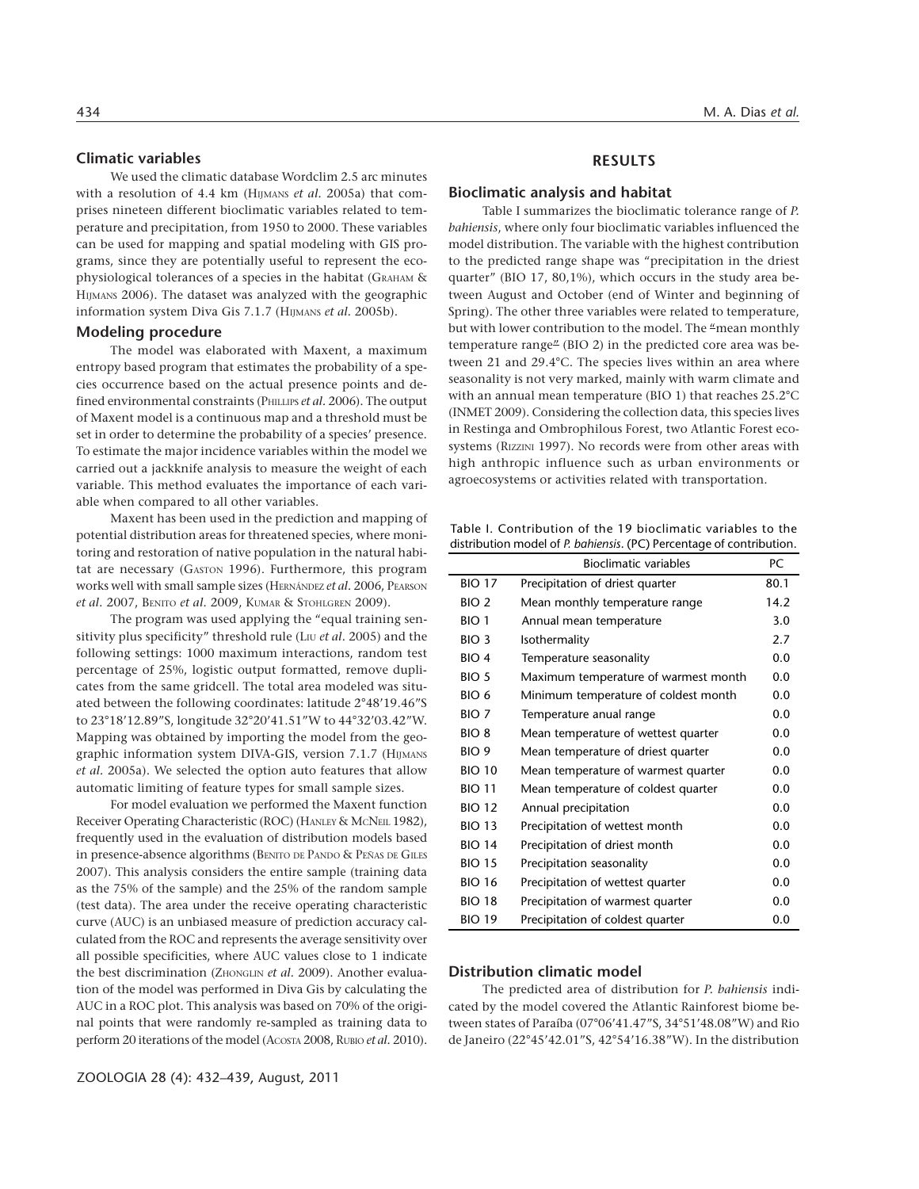## Climatic variables

We used the climatic database Wordclim 2.5 arc minutes with a resolution of 4.4 km (Hijmans *et al.* 2005a) that comprises nineteen different bioclimatic variables related to temperature and precipitation, from 1950 to 2000. These variables can be used for mapping and spatial modeling with GIS programs, since they are potentially useful to represent the ecophysiological tolerances of a species in the habitat (Graham & Hijmans 2006). The dataset was analyzed with the geographic information system Diva Gis 7.1.7 (Hijmans *et al.* 2005b).

## Modeling procedure

The model was elaborated with Maxent, a maximum entropy based program that estimates the probability of a species occurrence based on the actual presence points and defined environmental constraints (Phillips *et al.* 2006). The output of Maxent model is a continuous map and a threshold must be set in order to determine the probability of a species' presence. To estimate the major incidence variables within the model we carried out a jackknife analysis to measure the weight of each variable. This method evaluates the importance of each variable when compared to all other variables.

Maxent has been used in the prediction and mapping of potential distribution areas for threatened species, where monitoring and restoration of native population in the natural habitat are necessary (Gaston 1996). Furthermore, this program works well with small sample sizes (Hernández *et al.* 2006, Pearson *et al.* 2007, Benito *et al.* 2009, Kumar & Stohlgren 2009).

The program was used applying the "equal training sensitivity plus specificity" threshold rule (Liu *et al.* 2005) and the following settings: 1000 maximum interactions, random test percentage of 25%, logistic output formatted, remove duplicates from the same gridcell. The total area modeled was situated between the following coordinates: latitude 2°48'19.46"S to 23°18'12.89"S, longitude 32°20'41.51"W to 44°32'03.42"W. Mapping was obtained by importing the model from the geographic information system DIVA-GIS, version 7.1.7 (Hijmans *et al.* 2005a). We selected the option auto features that allow automatic limiting of feature types for small sample sizes.

For model evaluation we performed the Maxent function Receiver Operating Characteristic (ROC) (Hanley & McNeil 1982), frequently used in the evaluation of distribution models based in presence-absence algorithms (Benito de Pando & Peñas de Giles 2007). This analysis considers the entire sample (training data as the 75% of the sample) and the 25% of the random sample (test data). The area under the receive operating characteristic curve (AUC) is an unbiased measure of prediction accuracy calculated from the ROC and represents the average sensitivity over all possible specificities, where AUC values close to 1 indicate the best discrimination (Zhonglin *et al.* 2009). Another evaluation of the model was performed in Diva Gis by calculating the AUC in a ROC plot. This analysis was based on 70% of the original points that were randomly re-sampled as training data to perform 20 iterations of the model (Acosta 2008, Rubio *et al.* 2010).

# RESULTS

## Bioclimatic analysis and habitat

Table I summarizes the bioclimatic tolerance range of *P. bahiensis*, where only four bioclimatic variables influenced the model distribution. The variable with the highest contribution to the predicted range shape was "precipitation in the driest quarter" (BIO 17, 80,1%), which occurs in the study area between August and October (end of Winter and beginning of Spring). The other three variables were related to temperature, but with lower contribution to the model. The "mean monthly temperature range" (BIO 2) in the predicted core area was between 21 and 29.4°C. The species lives within an area where seasonality is not very marked, mainly with warm climate and with an annual mean temperature (BIO 1) that reaches 25.2°C (INMET 2009). Considering the collection data, this species lives in Restinga and Ombrophilous Forest, two Atlantic Forest ecosystems (Rizzini 1997). No records were from other areas with high anthropic influence such as urban environments or agroecosystems or activities related with transportation.

Table I. Contribution of the 19 bioclimatic variables to the distribution model of *P. bahiensis*. (PC) Percentage of contribution.

| | Bioclimatic variables | PC |
|---|---|---|
| BIO 17 | Precipitation of driest quarter | 80.1 |
| BIO 2 | Mean monthly temperature range | 14.2 |
| BIO 1 | Annual mean temperature | 3.0 |
| BIO 3 | Isothermality | 2.7 |
| BIO 4 | Temperature seasonality | 0.0 |
| BIO 5 | Maximum temperature of warmest month | 0.0 |
| BIO 6 | Minimum temperature of coldest month | 0.0 |
| BIO 7 | Temperature anual range | 0.0 |
| BIO 8 | Mean temperature of wettest quarter | 0.0 |
| BIO 9 | Mean temperature of driest quarter | 0.0 |
| BIO 10 | Mean temperature of warmest quarter | 0.0 |
| BIO 11 | Mean temperature of coldest quarter | 0.0 |
| BIO 12 | Annual precipitation | 0.0 |
| BIO 13 | Precipitation of wettest month | 0.0 |
| BIO 14 | Precipitation of driest month | 0.0 |
| BIO 15 | Precipitation seasonality | 0.0 |
| BIO 16 | Precipitation of wettest quarter | 0.0 |
| BIO 18 | Precipitation of warmest quarter | 0.0 |
| BIO 19 | Precipitation of coldest quarter | 0.0 |

## Distribution climatic model

The predicted area of distribution for *P. bahiensis* indicated by the model covered the Atlantic Rainforest biome between states of Paraíba (07°06'41.47"S, 34°51'48.08"W) and Rio de Janeiro (22°45'42.01"S, 42°54'16.38"W). In the distribution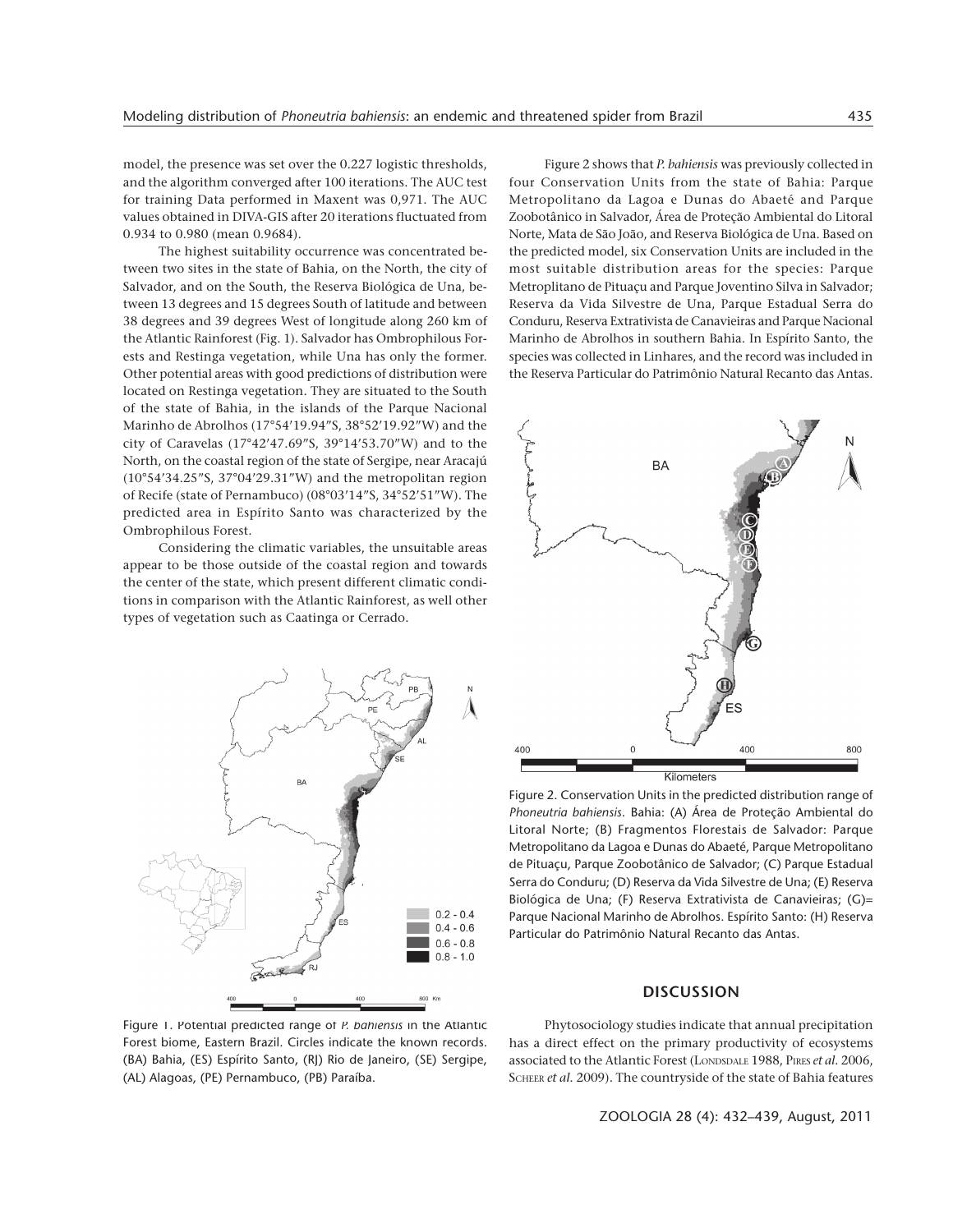model, the presence was set over the 0.227 logistic thresholds, and the algorithm converged after 100 iterations. The AUC test for training Data performed in Maxent was 0,971. The AUC values obtained in DIVA-GIS after 20 iterations fluctuated from 0.934 to 0.980 (mean 0.9684).

The highest suitability occurrence was concentrated between two sites in the state of Bahia, on the North, the city of Salvador, and on the South, the Reserva Biológica de Una, between 13 degrees and 15 degrees South of latitude and between 38 degrees and 39 degrees West of longitude along 260 km of the Atlantic Rainforest (Fig. 1). Salvador has Ombrophilous Forests and Restinga vegetation, while Una has only the former. Other potential areas with good predictions of distribution were located on Restinga vegetation. They are situated to the South of the state of Bahia, in the islands of the Parque Nacional Marinho de Abrolhos (17°54'19.94"S, 38°52'19.92"W) and the city of Caravelas (17°42'47.69"S, 39°14'53.70"W) and to the North, on the coastal region of the state of Sergipe, near Aracajú (10°54'34.25"S, 37°04'29.31"W) and the metropolitan region of Recife (state of Pernambuco) (08°03'14"S, 34°52'51"W). The predicted area in Espírito Santo was characterized by the Ombrophilous Forest.

Considering the climatic variables, the unsuitable areas appear to be those outside of the coastal region and towards the center of the state, which present different climatic conditions in comparison with the Atlantic Rainforest, as well other types of vegetation such as Caatinga or Cerrado.

Figure 1. Potential predicted range of *P. bahiensis* in the Atlantic Forest biome, Eastern Brazil. Circles indicate the known records. (BA) Bahia, (ES) Espírito Santo, (RJ) Rio de Janeiro, (SE) Sergipe, (AL) Alagoas, (PE) Pernambuco, (PB) Paraíba.

Figure 2 shows that *P. bahiensis* was previously collected in four Conservation Units from the state of Bahia: Parque Metropolitano da Lagoa e Dunas do Abaeté and Parque Zoobotânico in Salvador, Área de Proteção Ambiental do Litoral Norte, Mata de São João, and Reserva Biológica de Una. Based on the predicted model, six Conservation Units are included in the most suitable distribution areas for the species: Parque Metroplitano de Pituaçu and Parque Joventino Silva in Salvador; Reserva da Vida Silvestre de Una, Parque Estadual Serra do Conduru, Reserva Extrativista de Canavieiras and Parque Nacional Marinho de Abrolhos in southern Bahia. In Espírito Santo, the species was collected in Linhares, and the record was included in the Reserva Particular do Patrimônio Natural Recanto das Antas.

Figure 2. Conservation Units in the predicted distribution range of *Phoneutria bahiensis*. Bahia: (A) Área de Proteção Ambiental do Litoral Norte; (B) Fragmentos Florestais de Salvador: Parque Metropolitano da Lagoa e Dunas do Abaeté, Parque Metropolitano de Pituaçu, Parque Zoobotânico de Salvador; (C) Parque Estadual Serra do Conduru; (D) Reserva da Vida Silvestre de Una; (E) Reserva Biológica de Una; (F) Reserva Extrativista de Canavieiras; (G)= Parque Nacional Marinho de Abrolhos. Espírito Santo: (H) Reserva Particular do Patrimônio Natural Recanto das Antas.

## DISCUSSION

Phytosociology studies indicate that annual precipitation has a direct effect on the primary productivity of ecosystems associated to the Atlantic Forest (Londsdale 1988, Pires *et al.* 2006, Scheer *et al.* 2009). The countryside of the state of Bahia features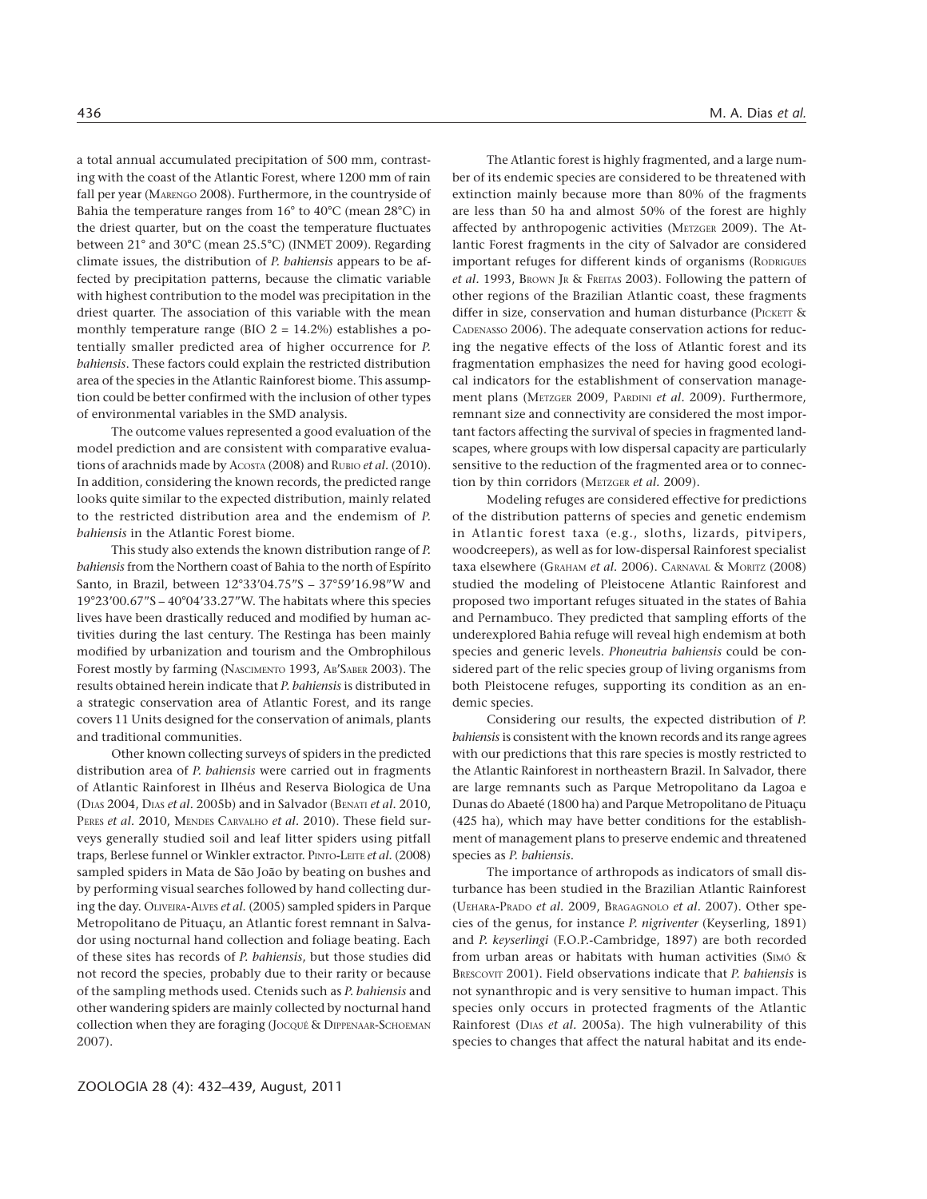a total annual accumulated precipitation of 500 mm, contrasting with the coast of the Atlantic Forest, where 1200 mm of rain fall per year (MARENGO 2008). Furthermore, in the countryside of Bahia the temperature ranges from 16° to 40°C (mean 28°C) in the driest quarter, but on the coast the temperature fluctuates between 21° and 30°C (mean 25.5°C) (INMET 2009). Regarding climate issues, the distribution of *P. bahiensis* appears to be affected by precipitation patterns, because the climatic variable with highest contribution to the model was precipitation in the driest quarter. The association of this variable with the mean monthly temperature range (BIO 2 = 14.2%) establishes a potentially smaller predicted area of higher occurrence for *P. bahiensis*. These factors could explain the restricted distribution area of the species in the Atlantic Rainforest biome. This assumption could be better confirmed with the inclusion of other types of environmental variables in the SMD analysis.

The outcome values represented a good evaluation of the model prediction and are consistent with comparative evaluations of arachnids made by ACOSTA (2008) and RUBIO *et al.* (2010). In addition, considering the known records, the predicted range looks quite similar to the expected distribution, mainly related to the restricted distribution area and the endemism of *P. bahiensis* in the Atlantic Forest biome.

This study also extends the known distribution range of *P. bahiensis* from the Northern coast of Bahia to the north of Espírito Santo, in Brazil, between 12°33'04.75"S – 37°59'16.98"W and 19°23'00.67"S – 40°04'33.27"W. The habitats where this species lives have been drastically reduced and modified by human activities during the last century. The Restinga has been mainly modified by urbanization and tourism and the Ombrophilous Forest mostly by farming (NASCIMENTO 1993, AB'SABER 2003). The results obtained herein indicate that *P. bahiensis* is distributed in a strategic conservation area of Atlantic Forest, and its range covers 11 Units designed for the conservation of animals, plants and traditional communities.

Other known collecting surveys of spiders in the predicted distribution area of *P. bahiensis* were carried out in fragments of Atlantic Rainforest in Ilhéus and Reserva Biologica de Una (DIAS 2004, DIAS *et al.* 2005b) and in Salvador (BENATI *et al.* 2010, PERES *et al.* 2010, MENDES CARVALHO *et al.* 2010). These field surveys generally studied soil and leaf litter spiders using pitfall traps, Berlese funnel or Winkler extractor. PINTO-LEITE *et al.* (2008) sampled spiders in Mata de São João by beating on bushes and by performing visual searches followed by hand collecting during the day. OLIVEIRA-ALVES *et al.* (2005) sampled spiders in Parque Metropolitano de Pituaçu, an Atlantic forest remnant in Salvador using nocturnal hand collection and foliage beating. Each of these sites has records of *P. bahiensis*, but those studies did not record the species, probably due to their rarity or because of the sampling methods used. Ctenids such as *P. bahiensis* and other wandering spiders are mainly collected by nocturnal hand collection when they are foraging (JOCQUÉ & DIPPENAAR-SCHOEMAN 2007).

The Atlantic forest is highly fragmented, and a large number of its endemic species are considered to be threatened with extinction mainly because more than 80% of the fragments are less than 50 ha and almost 50% of the forest are highly affected by anthropogenic activities (METZGER 2009). The Atlantic Forest fragments in the city of Salvador are considered important refuges for different kinds of organisms (RODRIGUES *et al.* 1993, BROWN JR & FREITAS 2003). Following the pattern of other regions of the Brazilian Atlantic coast, these fragments differ in size, conservation and human disturbance (PICKETT & CADENASSO 2006). The adequate conservation actions for reducing the negative effects of the loss of Atlantic forest and its fragmentation emphasizes the need for having good ecological indicators for the establishment of conservation management plans (METZGER 2009, PARDINI *et al.* 2009). Furthermore, remnant size and connectivity are considered the most important factors affecting the survival of species in fragmented landscapes, where groups with low dispersal capacity are particularly sensitive to the reduction of the fragmented area or to connection by thin corridors (METZGER *et al.* 2009).

Modeling refuges are considered effective for predictions of the distribution patterns of species and genetic endemism in Atlantic forest taxa (e.g., sloths, lizards, pitvipers, woodcreepers), as well as for low-dispersal Rainforest specialist taxa elsewhere (GRAHAM *et al.* 2006). CARNAVAL & MORITZ (2008) studied the modeling of Pleistocene Atlantic Rainforest and proposed two important refuges situated in the states of Bahia and Pernambuco. They predicted that sampling efforts of the underexplored Bahia refuge will reveal high endemism at both species and generic levels. *Phoneutria bahiensis* could be considered part of the relic species group of living organisms from both Pleistocene refuges, supporting its condition as an endemic species.

Considering our results, the expected distribution of *P. bahiensis* is consistent with the known records and its range agrees with our predictions that this rare species is mostly restricted to the Atlantic Rainforest in northeastern Brazil. In Salvador, there are large remnants such as Parque Metropolitano da Lagoa e Dunas do Abaeté (1800 ha) and Parque Metropolitano de Pituaçu (425 ha), which may have better conditions for the establishment of management plans to preserve endemic and threatened species as *P. bahiensis*.

The importance of arthropods as indicators of small disturbance has been studied in the Brazilian Atlantic Rainforest (UEHARA-PRADO *et al.* 2009, BRAGAGNOLO *et al.* 2007). Other species of the genus, for instance *P. nigriventer* (Keyserling, 1891) and *P. keyserlingi* (F.O.P.-Cambridge, 1897) are both recorded from urban areas or habitats with human activities (SIMÓ & BRESCOVIT 2001). Field observations indicate that *P. bahiensis* is not synanthropic and is very sensitive to human impact. This species only occurs in protected fragments of the Atlantic Rainforest (DIAS *et al.* 2005a). The high vulnerability of this species to changes that affect the natural habitat and its ende-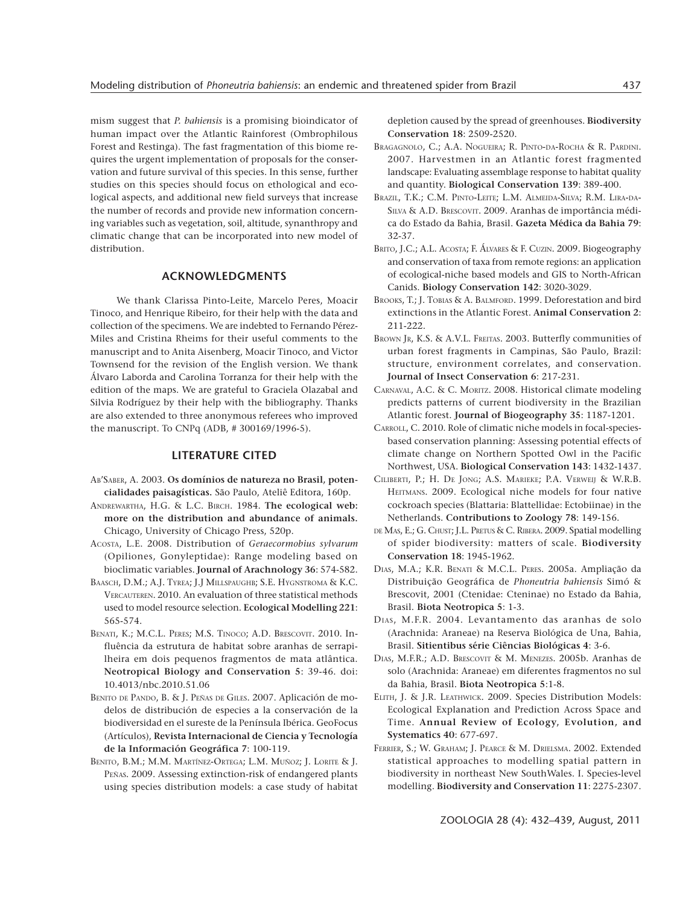mism suggest that *P. bahiensis* is a promising bioindicator of human impact over the Atlantic Rainforest (Ombrophilous Forest and Restinga). The fast fragmentation of this biome requires the urgent implementation of proposals for the conservation and future survival of this species. In this sense, further studies on this species should focus on ethological and ecological aspects, and additional new field surveys that increase the number of records and provide new information concerning variables such as vegetation, soil, altitude, synanthropy and climatic change that can be incorporated into new model of distribution.

## ACKNOWLEDGMENTS

We thank Clarissa Pinto-Leite, Marcelo Peres, Moacir Tinoco, and Henrique Ribeiro, for their help with the data and collection of the specimens. We are indebted to Fernando Pérez-Miles and Cristina Rheims for their useful comments to the manuscript and to Anita Aisenberg, Moacir Tinoco, and Victor Townsend for the revision of the English version. We thank Álvaro Laborda and Carolina Torranza for their help with the edition of the maps. We are grateful to Graciela Olazabal and Silvia Rodríguez by their help with the bibliography. Thanks are also extended to three anonymous referees who improved the manuscript. To CNPq (ADB, # 300169/1996-5).

## LITERATURE CITED

Ab'Saber, A. 2003. **Os domínios de natureza no Brasil, potencialidades paisagísticas.** São Paulo, Ateliê Editora, 160p.

Andrewartha, H.G. & L.C. Birch. 1984. **The ecological web: more on the distribution and abundance of animals.** Chicago, University of Chicago Press, 520p.

Acosta, L.E. 2008. Distribution of *Geraecormobius sylvarum* (Opiliones, Gonyleptidae): Range modeling based on bioclimatic variables. **Journal of Arachnology 36**: 574-582.

Baasch, D.M.; A.J. Tyrea; J.J Millspaughb; S.E. Hygnstroma & K.C. Vercauteren. 2010. An evaluation of three statistical methods used to model resource selection. **Ecological Modelling 221**: 565-574.

Benati, K.; M.C.L. Peres; M.S. Tinoco; A.D. Brescovit. 2010. Influência da estrutura de habitat sobre aranhas de serrapilheira em dois pequenos fragmentos de mata atlântica. **Neotropical Biology and Conservation 5**: 39-46. doi: 10.4013/nbc.2010.51.06

Benito de Pando, B. & J. Peñas de Giles. 2007. Aplicación de modelos de distribución de especies a la conservación de la biodiversidad en el sureste de la Península Ibérica. GeoFocus (Artículos), **Revista Internacional de Ciencia y Tecnología de la Información Geográfica 7**: 100-119.

Benito, B.M.; M.M. Martínez-Ortega; L.M. Muñoz; J. Lorite & J. Peñas. 2009. Assessing extinction-risk of endangered plants using species distribution models: a case study of habitat depletion caused by the spread of greenhouses. **Biodiversity Conservation 18**: 2509-2520.

Bragagnolo, C.; A.A. Nogueira; R. Pinto-da-Rocha & R. Pardini. 2007. Harvestmen in an Atlantic forest fragmented landscape: Evaluating assemblage response to habitat quality and quantity. **Biological Conservation 139**: 389-400.

Brazil, T.K.; C.M. Pinto-Leite; L.M. Almeida-Silva; R.M. Lira-da-Silva & A.D. Brescovit. 2009. Aranhas de importância médica do Estado da Bahia, Brasil. **Gazeta Médica da Bahia 79**: 32-37.

Brito, J.C.; A.L. Acosta; F. Álvares & F. Cuzin. 2009. Biogeography and conservation of taxa from remote regions: an application of ecological-niche based models and GIS to North-African Canids. **Biology Conservation 142**: 3020-3029.

Brooks, T.; J. Tobias & A. Balmford. 1999. Deforestation and bird extinctions in the Atlantic Forest. **Animal Conservation 2**: 211-222.

Brown Jr, K.S. & A.V.L. Freitas. 2003. Butterfly communities of urban forest fragments in Campinas, São Paulo, Brazil: structure, environment correlates, and conservation. **Journal of Insect Conservation 6**: 217-231.

Carnaval, A.C. & C. Moritz. 2008. Historical climate modeling predicts patterns of current biodiversity in the Brazilian Atlantic forest. **Journal of Biogeography 35**: 1187-1201.

Carroll, C. 2010. Role of climatic niche models in focal-species-based conservation planning: Assessing potential effects of climate change on Northern Spotted Owl in the Pacific Northwest, USA. **Biological Conservation 143**: 1432-1437.

Ciliberti, P.; H. De Jong; A.S. Marieke; P.A. Verweij & W.R.B. Heitmans. 2009. Ecological niche models for four native cockroach species (Blattaria: Blattellidae: Ectobiinae) in the Netherlands. **Contributions to Zoology 78**: 149-156.

de Mas, E.; G. Chust; J.L. Pretus & C. Ribera. 2009. Spatial modelling of spider biodiversity: matters of scale. **Biodiversity Conservation 18**: 1945-1962.

Dias, M.A.; K.R. Benati & M.C.L. Peres. 2005a. Ampliação da Distribuição Geográfica de *Phoneutria bahiensis* Simó & Brescovit, 2001 (Ctenidae: Cteninae) no Estado da Bahia, Brasil. **Biota Neotropica 5**: 1-3.

Dias, M.F.R. 2004. Levantamento das aranhas de solo (Arachnida: Araneae) na Reserva Biológica de Una, Bahia, Brasil. **Sitientibus série Ciências Biológicas 4**: 3-6.

Dias, M.F.R.; A.D. Brescovit & M. Menezes. 2005b. Aranhas de solo (Arachnida: Araneae) em diferentes fragmentos no sul da Bahia, Brasil. **Biota Neotropica 5**:1-8.

Elith, J. & J.R. Leathwick. 2009. Species Distribution Models: Ecological Explanation and Prediction Across Space and Time. **Annual Review of Ecology, Evolution, and Systematics 40**: 677-697.

Ferrier, S.; W. Graham; J. Pearce & M. Drielsma. 2002. Extended statistical approaches to modelling spatial pattern in biodiversity in northeast New SouthWales. I. Species-level modelling. **Biodiversity and Conservation 11**: 2275-2307.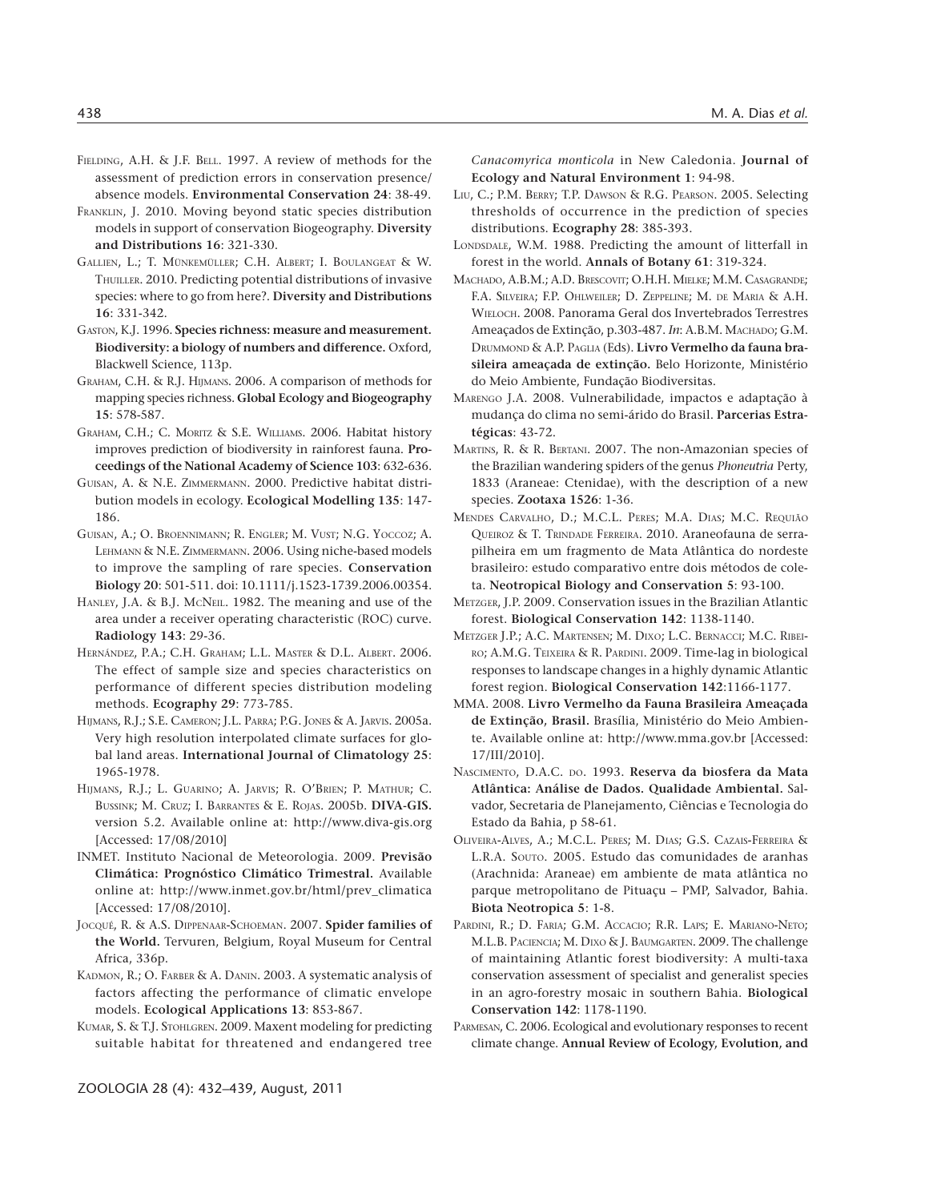Fielding, A.H. & J.F. Bell. 1997. A review of methods for the assessment of prediction errors in conservation presence/absence models. **Environmental Conservation 24**: 38-49.

Franklin, J. 2010. Moving beyond static species distribution models in support of conservation Biogeography. **Diversity and Distributions 16**: 321-330.

Gallien, L.; T. Münkemüller; C.H. Albert; I. Boulangeat & W. Thuiller. 2010. Predicting potential distributions of invasive species: where to go from here?. **Diversity and Distributions 16**: 331-342.

Gaston, K.J. 1996. **Species richness: measure and measurement. Biodiversity: a biology of numbers and difference.** Oxford, Blackwell Science, 113p.

Graham, C.H. & R.J. Hijmans. 2006. A comparison of methods for mapping species richness. **Global Ecology and Biogeography 15**: 578-587.

Graham, C.H.; C. Moritz & S.E. Williams. 2006. Habitat history improves prediction of biodiversity in rainforest fauna. **Proceedings of the National Academy of Science 103**: 632-636.

Guisan, A. & N.E. Zimmermann. 2000. Predictive habitat distribution models in ecology. **Ecological Modelling 135**: 147-186.

Guisan, A.; O. Broennimann; R. Engler; M. Vust; N.G. Yoccoz; A. Lehmann & N.E. Zimmermann. 2006. Using niche-based models to improve the sampling of rare species. **Conservation Biology 20**: 501-511. doi: 10.1111/j.1523-1739.2006.00354.

Hanley, J.A. & B.J. McNeil. 1982. The meaning and use of the area under a receiver operating characteristic (ROC) curve. **Radiology 143**: 29-36.

Hernández, P.A.; C.H. Graham; L.L. Master & D.L. Albert. 2006. The effect of sample size and species characteristics on performance of different species distribution modeling methods. **Ecography 29**: 773-785.

Hijmans, R.J.; S.E. Cameron; J.L. Parra; P.G. Jones & A. Jarvis. 2005a. Very high resolution interpolated climate surfaces for global land areas. **International Journal of Climatology 25**: 1965-1978.

Hijmans, R.J.; L. Guarino; A. Jarvis; R. O'Brien; P. Mathur; C. Bussink; M. Cruz; I. Barrantes & E. Rojas. 2005b. **DIVA-GIS.** version 5.2. Available online at: http://www.diva-gis.org [Accessed: 17/08/2010]

INMET. Instituto Nacional de Meteorologia. 2009. **Previsão Climática: Prognóstico Climático Trimestral.** Available online at: http://www.inmet.gov.br/html/prev_climatica [Accessed: 17/08/2010].

Jocqué, R. & A.S. Dippenaar-Schoeman. 2007. **Spider families of the World.** Tervuren, Belgium, Royal Museum for Central Africa, 336p.

Kadmon, R.; O. Farber & A. Danin. 2003. A systematic analysis of factors affecting the performance of climatic envelope models. **Ecological Applications 13**: 853-867.

Kumar, S. & T.J. Stohlgren. 2009. Maxent modeling for predicting suitable habitat for threatened and endangered tree *Canacomyrica monticola* in New Caledonia. **Journal of Ecology and Natural Environment 1**: 94-98.

Liu, C.; P.M. Berry; T.P. Dawson & R.G. Pearson. 2005. Selecting thresholds of occurrence in the prediction of species distributions. **Ecography 28**: 385-393.

Londsdale, W.M. 1988. Predicting the amount of litterfall in forest in the world. **Annals of Botany 61**: 319-324.

Machado, A.B.M.; A.D. Brescovit; O.H.H. Mielke; M.M. Casagrande; F.A. Silveira; F.P. Ohlweiler; D. Zeppeline; M. de Maria & A.H. Wieloch. 2008. Panorama Geral dos Invertebrados Terrestres Ameaçados de Extinção, p.303-487. *In*: A.B.M. Machado; G.M. Drummond & A.P. Paglia (Eds). **Livro Vermelho da fauna brasileira ameaçada de extinção.** Belo Horizonte, Ministério do Meio Ambiente, Fundação Biodiversitas.

Marengo J.A. 2008. Vulnerabilidade, impactos e adaptação à mudança do clima no semi-árido do Brasil. **Parcerias Estratégicas**: 43-72.

Martins, R. & R. Bertani. 2007. The non-Amazonian species of the Brazilian wandering spiders of the genus *Phoneutria* Perty, 1833 (Araneae: Ctenidae), with the description of a new species. **Zootaxa 1526**: 1-36.

Mendes Carvalho, D.; M.C.L. Peres; M.A. Dias; M.C. Requião Queiroz & T. Trindade Ferreira. 2010. Araneofauna de serrapilheira em um fragmento de Mata Atlântica do nordeste brasileiro: estudo comparativo entre dois métodos de coleta. **Neotropical Biology and Conservation 5**: 93-100.

Metzger, J.P. 2009. Conservation issues in the Brazilian Atlantic forest. **Biological Conservation 142**: 1138-1140.

Metzger J.P.; A.C. Martensen; M. Dixo; L.C. Bernacci; M.C. Ribeiro; A.M.G. Teixeira & R. Pardini. 2009. Time-lag in biological responses to landscape changes in a highly dynamic Atlantic forest region. **Biological Conservation 142**:1166-1177.

MMA. 2008. **Livro Vermelho da Fauna Brasileira Ameaçada de Extinção, Brasil.** Brasília, Ministério do Meio Ambiente. Available online at: http://www.mma.gov.br [Accessed: 17/III/2010].

Nascimento, D.A.C. do. 1993. **Reserva da biosfera da Mata Atlântica: Análise de Dados. Qualidade Ambiental.** Salvador, Secretaria de Planejamento, Ciências e Tecnologia do Estado da Bahia, p 58-61.

Oliveira-Alves, A.; M.C.L. Peres; M. Dias; G.S. Cazais-Ferreira & L.R.A. Souto. 2005. Estudo das comunidades de aranhas (Arachnida: Araneae) em ambiente de mata atlântica no parque metropolitano de Pituaçu – PMP, Salvador, Bahia. **Biota Neotropica 5**: 1-8.

Pardini, R.; D. Faria; G.M. Accacio; R.R. Laps; E. Mariano-Neto; M.L.B. Paciencia; M. Dixo & J. Baumgarten. 2009. The challenge of maintaining Atlantic forest biodiversity: A multi-taxa conservation assessment of specialist and generalist species in an agro-forestry mosaic in southern Bahia. **Biological Conservation 142**: 1178-1190.

Parmesan, C. 2006. Ecological and evolutionary responses to recent climate change. **Annual Review of Ecology, Evolution, and**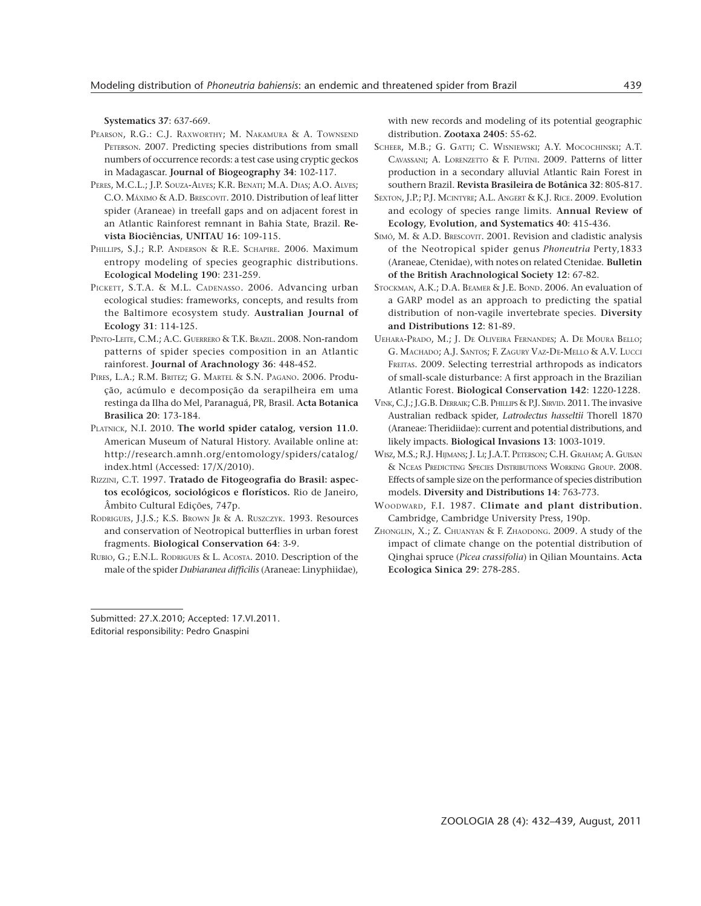**Systematics 37**: 637-669.

Pearson, R.G.: C.J. Raxworthy; M. Nakamura & A. Townsend Peterson. 2007. Predicting species distributions from small numbers of occurrence records: a test case using cryptic geckos in Madagascar. **Journal of Biogeography 34**: 102-117.

Peres, M.C.L.; J.P. Souza-Alves; K.R. Benati; M.A. Dias; A.O. Alves; C.O. Máximo & A.D. Brescovit. 2010. Distribution of leaf litter spider (Araneae) in treefall gaps and on adjacent forest in an Atlantic Rainforest remnant in Bahia State, Brazil. **Revista Biociências, UNITAU 16**: 109-115.

Phillips, S.J.; R.P. Anderson & R.E. Schapire. 2006. Maximum entropy modeling of species geographic distributions. **Ecological Modeling 190**: 231-259.

Pickett, S.T.A. & M.L. Cadenasso. 2006. Advancing urban ecological studies: frameworks, concepts, and results from the Baltimore ecosystem study. **Australian Journal of Ecology 31**: 114-125.

Pinto-Leite, C.M.; A.C. Guerrero & T.K. Brazil. 2008. Non-random patterns of spider species composition in an Atlantic rainforest. **Journal of Arachnology 36**: 448-452.

Pires, L.A.; R.M. Britez; G. Martel & S.N. Pagano. 2006. Produção, acúmulo e decomposição da serapilheira em uma restinga da Ilha do Mel, Paranaguá, PR, Brasil. **Acta Botanica Brasilica 20**: 173-184.

Platnick, N.I. 2010. **The world spider catalog, version 11.0.** American Museum of Natural History. Available online at: http://research.amnh.org/entomology/spiders/catalog/index.html (Accessed: 17/X/2010).

Rizzini, C.T. 1997. **Tratado de Fitogeografia do Brasil: aspectos ecológicos, sociológicos e florísticos.** Rio de Janeiro, Âmbito Cultural Edições, 747p.

Rodrigues, J.J.S.; K.S. Brown Jr & A. Ruszczyk. 1993. Resources and conservation of Neotropical butterflies in urban forest fragments. **Biological Conservation 64**: 3-9.

Rubio, G.; E.N.L. Rodrigues & L. Acosta. 2010. Description of the male of the spider *Dubiaranea difficilis* (Araneae: Linyphiidae), with new records and modeling of its potential geographic distribution. **Zootaxa 2405**: 55-62.

Scheer, M.B.; G. Gatti; C. Wisniewski; A.Y. Mocochinski; A.T. Cavassani; A. Lorenzetto & F. Putini. 2009. Patterns of litter production in a secondary alluvial Atlantic Rain Forest in southern Brazil. **Revista Brasileira de Botânica 32**: 805-817.

Sexton, J.P.; P.J. McIntyre; A.L. Angert & K.J. Rice. 2009. Evolution and ecology of species range limits. **Annual Review of Ecology, Evolution, and Systematics 40**: 415-436.

Simó, M. & A.D. Brescovit. 2001. Revision and cladistic analysis of the Neotropical spider genus *Phoneutria* Perty,1833 (Araneae, Ctenidae), with notes on related Ctenidae. **Bulletin of the British Arachnological Society 12**: 67-82.

Stockman, A.K.; D.A. Beamer & J.E. Bond. 2006. An evaluation of a GARP model as an approach to predicting the spatial distribution of non-vagile invertebrate species. **Diversity and Distributions 12**: 81-89.

Uehara-Prado, M.; J. De Oliveira Fernandes; A. De Moura Bello; G. Machado; A.J. Santos; F. Zagury Vaz-De-Mello & A.V. Lucci Freitas. 2009. Selecting terrestrial arthropods as indicators of small-scale disturbance: A first approach in the Brazilian Atlantic Forest. **Biological Conservation 142**: 1220-1228.

Vink, C.J.; J.G.B. Derraik; C.B. Phillips & P.J. Sirvid. 2011. The invasive Australian redback spider, *Latrodectus hasseltii* Thorell 1870 (Araneae: Theridiidae): current and potential distributions, and likely impacts. **Biological Invasions 13**: 1003-1019.

Wisz, M.S.; R.J. Hijmans; J. Li; J.A.T. Peterson; C.H. Graham; A. Guisan & Nceas Predicting Species Distributions Working Group. 2008. Effects of sample size on the performance of species distribution models. **Diversity and Distributions 14**: 763-773.

Woodward, F.I. 1987. **Climate and plant distribution.** Cambridge, Cambridge University Press, 190p.

Zhonglin, X.; Z. Chuanyan & F. Zhaodong. 2009. A study of the impact of climate change on the potential distribution of Qinghai spruce (*Picea crassifolia*) in Qilian Mountains. **Acta Ecologica Sinica 29**: 278-285.

Submitted: 27.X.2010; Accepted: 17.VI.2011.
Editorial responsibility: Pedro Gnaspini